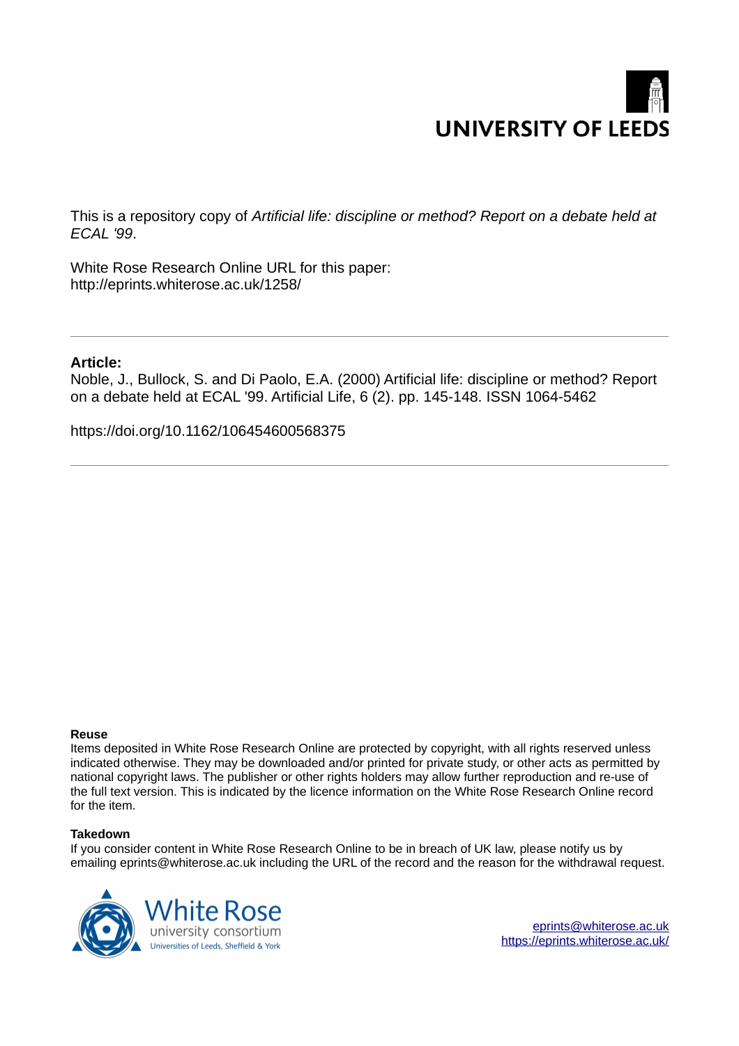UNIVERSITY OF LEEDS

This is a repository copy of *Artificial life: discipline or method? Report on a debate held at ECAL '99*.

White Rose Research Online URL for this paper:
http://eprints.whiterose.ac.uk/1258/

---

**Article:**

Noble, J., Bullock, S. and Di Paolo, E.A. (2000) Artificial life: discipline or method? Report on a debate held at ECAL '99. Artificial Life, 6 (2). pp. 145-148. ISSN 1064-5462

https://doi.org/10.1162/106454600568375

---

**Reuse**

Items deposited in White Rose Research Online are protected by copyright, with all rights reserved unless indicated otherwise. They may be downloaded and/or printed for private study, or other acts as permitted by national copyright laws. The publisher or other rights holders may allow further reproduction and re-use of the full text version. This is indicated by the licence information on the White Rose Research Online record for the item.

**Takedown**

If you consider content in White Rose Research Online to be in breach of UK law, please notify us by emailing eprints@whiterose.ac.uk including the URL of the record and the reason for the withdrawal request.

White Rose university consortium
Universities of Leeds, Sheffield & York

eprints@whiterose.ac.uk
https://eprints.whiterose.ac.uk/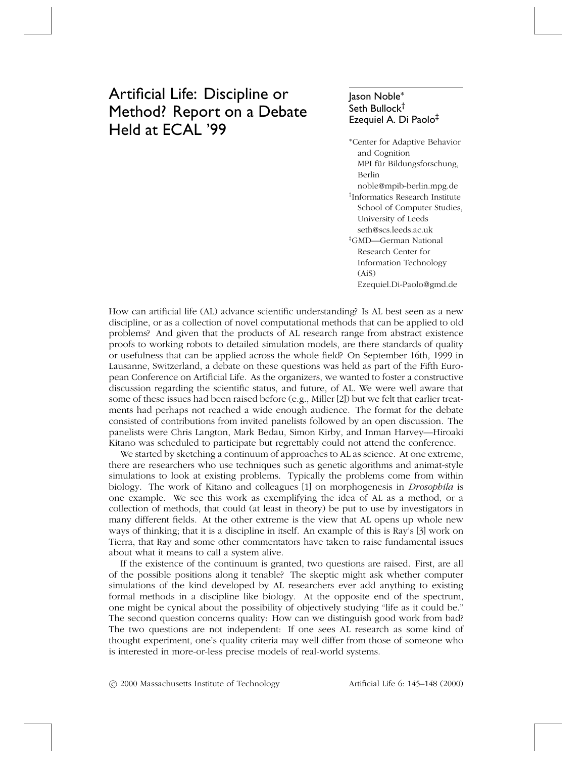# Artificial Life: Discipline or Method? Report on a Debate Held at ECAL '99

Jason Noble*
Seth Bullock†
Ezequiel A. Di Paolo‡

*Center for Adaptive Behavior and Cognition
MPI für Bildungsforschung, Berlin
noble@mpib-berlin.mpg.de

†Informatics Research Institute
School of Computer Studies, University of Leeds
seth@scs.leeds.ac.uk

‡GMD—German National Research Center for Information Technology (AiS)
Ezequiel.Di-Paolo@gmd.de

How can artificial life (AL) advance scientific understanding? Is AL best seen as a new discipline, or as a collection of novel computational methods that can be applied to old problems? And given that the products of AL research range from abstract existence proofs to working robots to detailed simulation models, are there standards of quality or usefulness that can be applied across the whole field? On September 16th, 1999 in Lausanne, Switzerland, a debate on these questions was held as part of the Fifth European Conference on Artificial Life. As the organizers, we wanted to foster a constructive discussion regarding the scientific status, and future, of AL. We were well aware that some of these issues had been raised before (e.g., Miller [2]) but we felt that earlier treatments had perhaps not reached a wide enough audience. The format for the debate consisted of contributions from invited panelists followed by an open discussion. The panelists were Chris Langton, Mark Bedau, Simon Kirby, and Inman Harvey—Hiroaki Kitano was scheduled to participate but regrettably could not attend the conference.

We started by sketching a continuum of approaches to AL as science. At one extreme, there are researchers who use techniques such as genetic algorithms and animat-style simulations to look at existing problems. Typically the problems come from within biology. The work of Kitano and colleagues [1] on morphogenesis in *Drosophila* is one example. We see this work as exemplifying the idea of AL as a method, or a collection of methods, that could (at least in theory) be put to use by investigators in many different fields. At the other extreme is the view that AL opens up whole new ways of thinking; that it is a discipline in itself. An example of this is Ray's [3] work on Tierra, that Ray and some other commentators have taken to raise fundamental issues about what it means to call a system alive.

If the existence of the continuum is granted, two questions are raised. First, are all of the possible positions along it tenable? The skeptic might ask whether computer simulations of the kind developed by AL researchers ever add anything to existing formal methods in a discipline like biology. At the opposite end of the spectrum, one might be cynical about the possibility of objectively studying "life as it could be." The second question concerns quality: How can we distinguish good work from bad? The two questions are not independent: If one sees AL research as some kind of thought experiment, one's quality criteria may well differ from those of someone who is interested in more-or-less precise models of real-world systems.

© 2000 Massachusetts Institute of Technology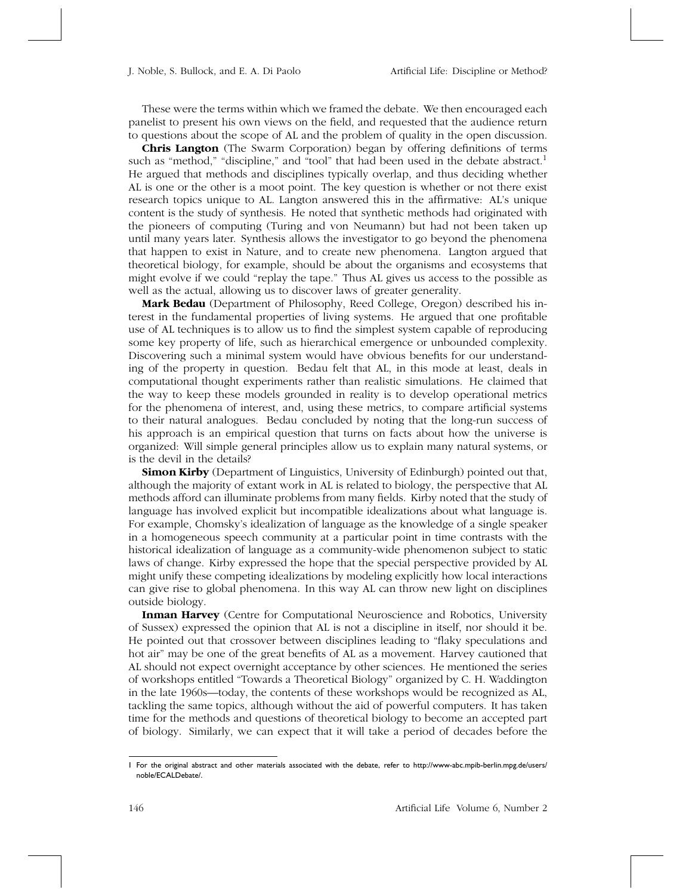These were the terms within which we framed the debate. We then encouraged each panelist to present his own views on the field, and requested that the audience return to questions about the scope of AL and the problem of quality in the open discussion.

**Chris Langton** (The Swarm Corporation) began by offering definitions of terms such as "method," "discipline," and "tool" that had been used in the debate abstract.[1] He argued that methods and disciplines typically overlap, and thus deciding whether AL is one or the other is a moot point. The key question is whether or not there exist research topics unique to AL. Langton answered this in the affirmative: AL's unique content is the study of synthesis. He noted that synthetic methods had originated with the pioneers of computing (Turing and von Neumann) but had not been taken up until many years later. Synthesis allows the investigator to go beyond the phenomena that happen to exist in Nature, and to create new phenomena. Langton argued that theoretical biology, for example, should be about the organisms and ecosystems that might evolve if we could "replay the tape." Thus AL gives us access to the possible as well as the actual, allowing us to discover laws of greater generality.

**Mark Bedau** (Department of Philosophy, Reed College, Oregon) described his interest in the fundamental properties of living systems. He argued that one profitable use of AL techniques is to allow us to find the simplest system capable of reproducing some key property of life, such as hierarchical emergence or unbounded complexity. Discovering such a minimal system would have obvious benefits for our understanding of the property in question. Bedau felt that AL, in this mode at least, deals in computational thought experiments rather than realistic simulations. He claimed that the way to keep these models grounded in reality is to develop operational metrics for the phenomena of interest, and, using these metrics, to compare artificial systems to their natural analogues. Bedau concluded by noting that the long-run success of his approach is an empirical question that turns on facts about how the universe is organized: Will simple general principles allow us to explain many natural systems, or is the devil in the details?

**Simon Kirby** (Department of Linguistics, University of Edinburgh) pointed out that, although the majority of extant work in AL is related to biology, the perspective that AL methods afford can illuminate problems from many fields. Kirby noted that the study of language has involved explicit but incompatible idealizations about what language is. For example, Chomsky's idealization of language as the knowledge of a single speaker in a homogeneous speech community at a particular point in time contrasts with the historical idealization of language as a community-wide phenomenon subject to static laws of change. Kirby expressed the hope that the special perspective provided by AL might unify these competing idealizations by modeling explicitly how local interactions can give rise to global phenomena. In this way AL can throw new light on disciplines outside biology.

**Inman Harvey** (Centre for Computational Neuroscience and Robotics, University of Sussex) expressed the opinion that AL is not a discipline in itself, nor should it be. He pointed out that crossover between disciplines leading to "flaky speculations and hot air" may be one of the great benefits of AL as a movement. Harvey cautioned that AL should not expect overnight acceptance by other sciences. He mentioned the series of workshops entitled "Towards a Theoretical Biology" organized by C. H. Waddington in the late 1960s—today, the contents of these workshops would be recognized as AL, tackling the same topics, although without the aid of powerful computers. It has taken time for the methods and questions of theoretical biology to become an accepted part of biology. Similarly, we can expect that it will take a period of decades before the

---

1 For the original abstract and other materials associated with the debate, refer to http://www-abc.mpib-berlin.mpg.de/users/noble/ECALDebate/.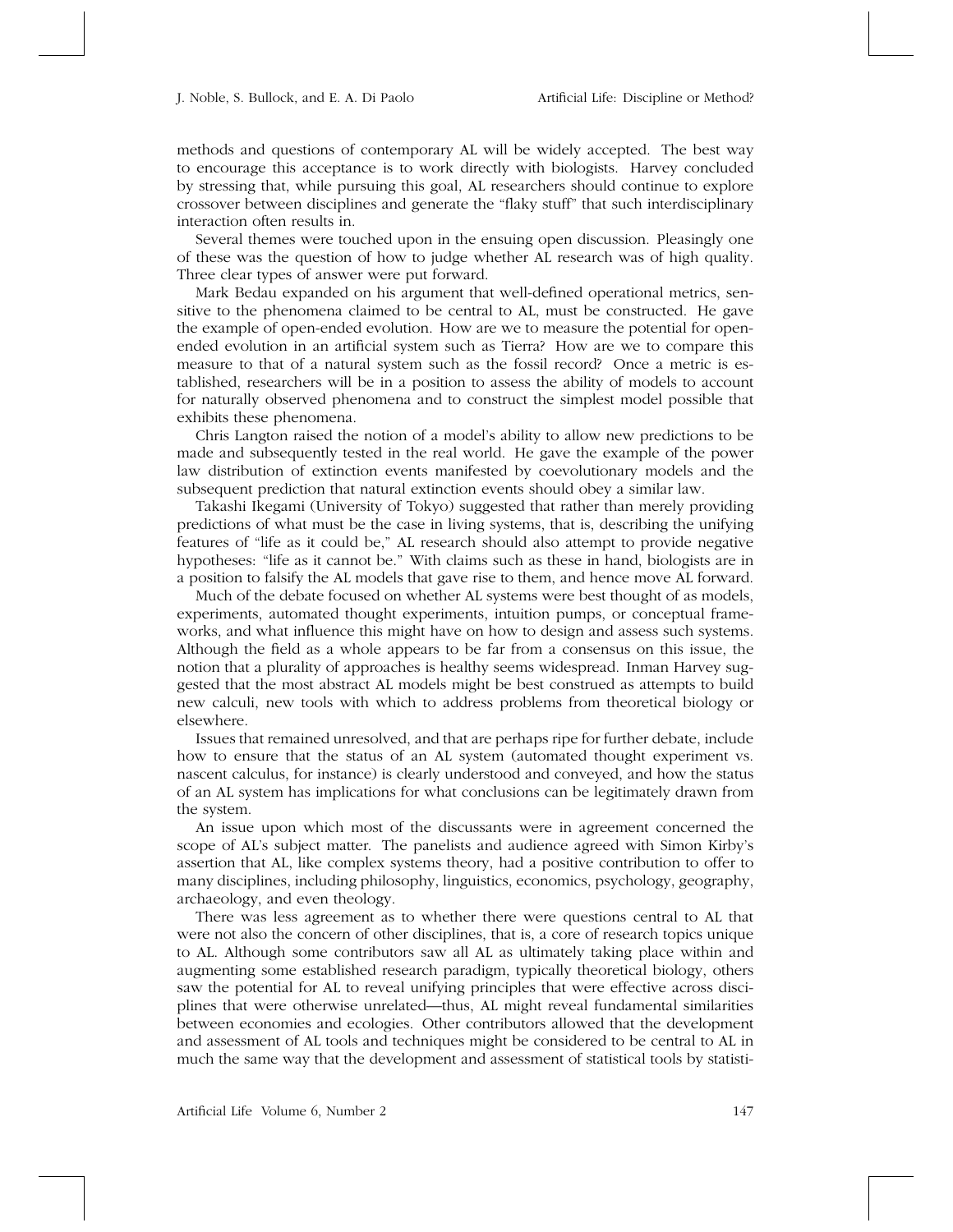methods and questions of contemporary AL will be widely accepted. The best way to encourage this acceptance is to work directly with biologists. Harvey concluded by stressing that, while pursuing this goal, AL researchers should continue to explore crossover between disciplines and generate the "flaky stuff" that such interdisciplinary interaction often results in.

Several themes were touched upon in the ensuing open discussion. Pleasingly one of these was the question of how to judge whether AL research was of high quality. Three clear types of answer were put forward.

Mark Bedau expanded on his argument that well-defined operational metrics, sensitive to the phenomena claimed to be central to AL, must be constructed. He gave the example of open-ended evolution. How are we to measure the potential for open-ended evolution in an artificial system such as Tierra? How are we to compare this measure to that of a natural system such as the fossil record? Once a metric is established, researchers will be in a position to assess the ability of models to account for naturally observed phenomena and to construct the simplest model possible that exhibits these phenomena.

Chris Langton raised the notion of a model's ability to allow new predictions to be made and subsequently tested in the real world. He gave the example of the power law distribution of extinction events manifested by coevolutionary models and the subsequent prediction that natural extinction events should obey a similar law.

Takashi Ikegami (University of Tokyo) suggested that rather than merely providing predictions of what must be the case in living systems, that is, describing the unifying features of "life as it could be," AL research should also attempt to provide negative hypotheses: "life as it cannot be." With claims such as these in hand, biologists are in a position to falsify the AL models that gave rise to them, and hence move AL forward.

Much of the debate focused on whether AL systems were best thought of as models, experiments, automated thought experiments, intuition pumps, or conceptual frameworks, and what influence this might have on how to design and assess such systems. Although the field as a whole appears to be far from a consensus on this issue, the notion that a plurality of approaches is healthy seems widespread. Inman Harvey suggested that the most abstract AL models might be best construed as attempts to build new calculi, new tools with which to address problems from theoretical biology or elsewhere.

Issues that remained unresolved, and that are perhaps ripe for further debate, include how to ensure that the status of an AL system (automated thought experiment vs. nascent calculus, for instance) is clearly understood and conveyed, and how the status of an AL system has implications for what conclusions can be legitimately drawn from the system.

An issue upon which most of the discussants were in agreement concerned the scope of AL's subject matter. The panelists and audience agreed with Simon Kirby's assertion that AL, like complex systems theory, had a positive contribution to offer to many disciplines, including philosophy, linguistics, economics, psychology, geography, archaeology, and even theology.

There was less agreement as to whether there were questions central to AL that were not also the concern of other disciplines, that is, a core of research topics unique to AL. Although some contributors saw all AL as ultimately taking place within and augmenting some established research paradigm, typically theoretical biology, others saw the potential for AL to reveal unifying principles that were effective across disciplines that were otherwise unrelated—thus, AL might reveal fundamental similarities between economies and ecologies. Other contributors allowed that the development and assessment of AL tools and techniques might be considered to be central to AL in much the same way that the development and assessment of statistical tools by statisti-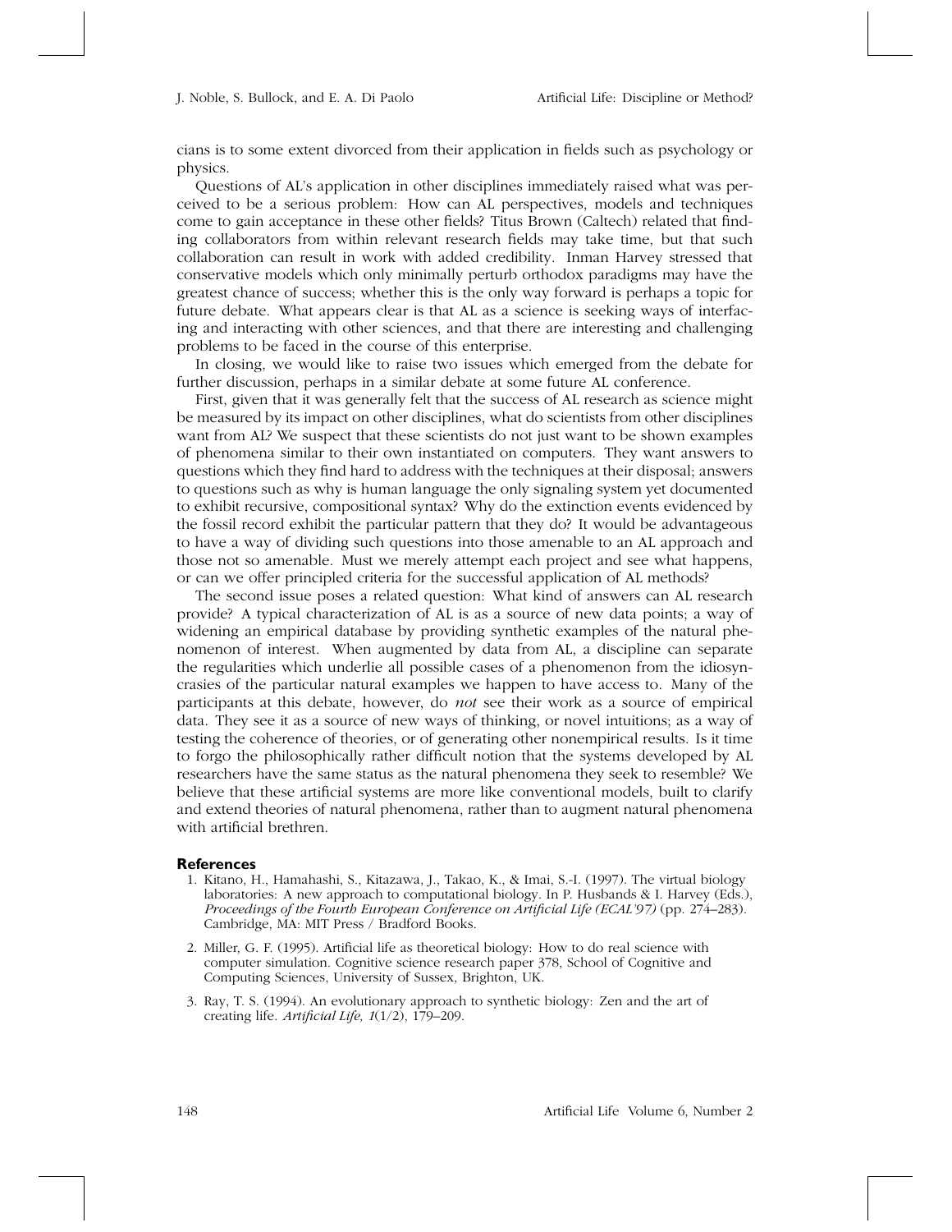cians is to some extent divorced from their application in fields such as psychology or physics.

Questions of AL's application in other disciplines immediately raised what was perceived to be a serious problem: How can AL perspectives, models and techniques come to gain acceptance in these other fields? Titus Brown (Caltech) related that finding collaborators from within relevant research fields may take time, but that such collaboration can result in work with added credibility. Inman Harvey stressed that conservative models which only minimally perturb orthodox paradigms may have the greatest chance of success; whether this is the only way forward is perhaps a topic for future debate. What appears clear is that AL as a science is seeking ways of interfacing and interacting with other sciences, and that there are interesting and challenging problems to be faced in the course of this enterprise.

In closing, we would like to raise two issues which emerged from the debate for further discussion, perhaps in a similar debate at some future AL conference.

First, given that it was generally felt that the success of AL research as science might be measured by its impact on other disciplines, what do scientists from other disciplines want from AL? We suspect that these scientists do not just want to be shown examples of phenomena similar to their own instantiated on computers. They want answers to questions which they find hard to address with the techniques at their disposal; answers to questions such as why is human language the only signaling system yet documented to exhibit recursive, compositional syntax? Why do the extinction events evidenced by the fossil record exhibit the particular pattern that they do? It would be advantageous to have a way of dividing such questions into those amenable to an AL approach and those not so amenable. Must we merely attempt each project and see what happens, or can we offer principled criteria for the successful application of AL methods?

The second issue poses a related question: What kind of answers can AL research provide? A typical characterization of AL is as a source of new data points; a way of widening an empirical database by providing synthetic examples of the natural phenomenon of interest. When augmented by data from AL, a discipline can separate the regularities which underlie all possible cases of a phenomenon from the idiosyncrasies of the particular natural examples we happen to have access to. Many of the participants at this debate, however, do *not* see their work as a source of empirical data. They see it as a source of new ways of thinking, or novel intuitions; as a way of testing the coherence of theories, or of generating other nonempirical results. Is it time to forgo the philosophically rather difficult notion that the systems developed by AL researchers have the same status as the natural phenomena they seek to resemble? We believe that these artificial systems are more like conventional models, built to clarify and extend theories of natural phenomena, rather than to augment natural phenomena with artificial brethren.

## References

1. Kitano, H., Hamahashi, S., Kitazawa, J., Takao, K., & Imai, S.-I. (1997). The virtual biology laboratories: A new approach to computational biology. In P. Husbands & I. Harvey (Eds.), *Proceedings of the Fourth European Conference on Artificial Life (ECAL'97)* (pp. 274–283). Cambridge, MA: MIT Press / Bradford Books.

2. Miller, G. F. (1995). Artificial life as theoretical biology: How to do real science with computer simulation. Cognitive science research paper 378, School of Cognitive and Computing Sciences, University of Sussex, Brighton, UK.

3. Ray, T. S. (1994). An evolutionary approach to synthetic biology: Zen and the art of creating life. *Artificial Life, 1*(1/2), 179–209.